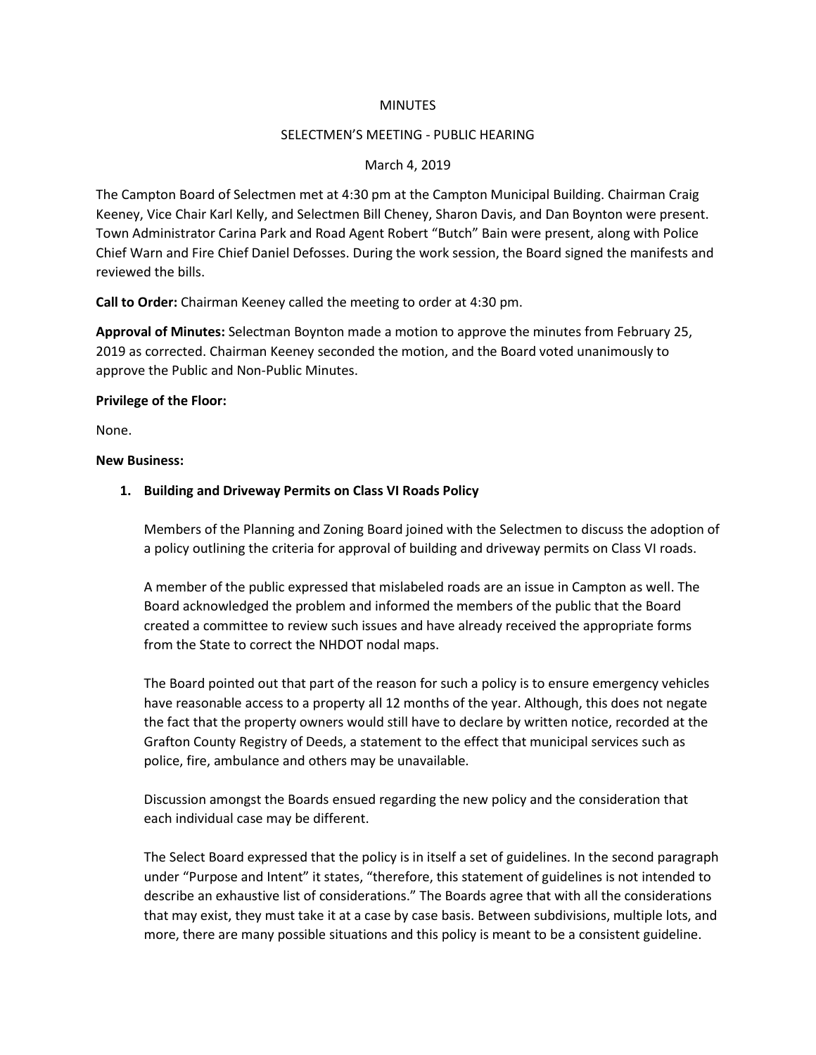MINUTES

SELECTMEN'S MEETING - PUBLIC HEARING

March 4, 2019

The Campton Board of Selectmen met at 4:30 pm at the Campton Municipal Building. Chairman Craig Keeney, Vice Chair Karl Kelly, and Selectmen Bill Cheney, Sharon Davis, and Dan Boynton were present. Town Administrator Carina Park and Road Agent Robert "Butch" Bain were present, along with Police Chief Warn and Fire Chief Daniel Defosses. During the work session, the Board signed the manifests and reviewed the bills.

**Call to Order:** Chairman Keeney called the meeting to order at 4:30 pm.

**Approval of Minutes:** Selectman Boynton made a motion to approve the minutes from February 25, 2019 as corrected. Chairman Keeney seconded the motion, and the Board voted unanimously to approve the Public and Non-Public Minutes.

**Privilege of the Floor:**

None.

**New Business:**

1. **Building and Driveway Permits on Class VI Roads Policy**

   Members of the Planning and Zoning Board joined with the Selectmen to discuss the adoption of a policy outlining the criteria for approval of building and driveway permits on Class VI roads.

   A member of the public expressed that mislabeled roads are an issue in Campton as well. The Board acknowledged the problem and informed the members of the public that the Board created a committee to review such issues and have already received the appropriate forms from the State to correct the NHDOT nodal maps.

   The Board pointed out that part of the reason for such a policy is to ensure emergency vehicles have reasonable access to a property all 12 months of the year. Although, this does not negate the fact that the property owners would still have to declare by written notice, recorded at the Grafton County Registry of Deeds, a statement to the effect that municipal services such as police, fire, ambulance and others may be unavailable.

   Discussion amongst the Boards ensued regarding the new policy and the consideration that each individual case may be different.

   The Select Board expressed that the policy is in itself a set of guidelines. In the second paragraph under "Purpose and Intent" it states, "therefore, this statement of guidelines is not intended to describe an exhaustive list of considerations." The Boards agree that with all the considerations that may exist, they must take it at a case by case basis. Between subdivisions, multiple lots, and more, there are many possible situations and this policy is meant to be a consistent guideline.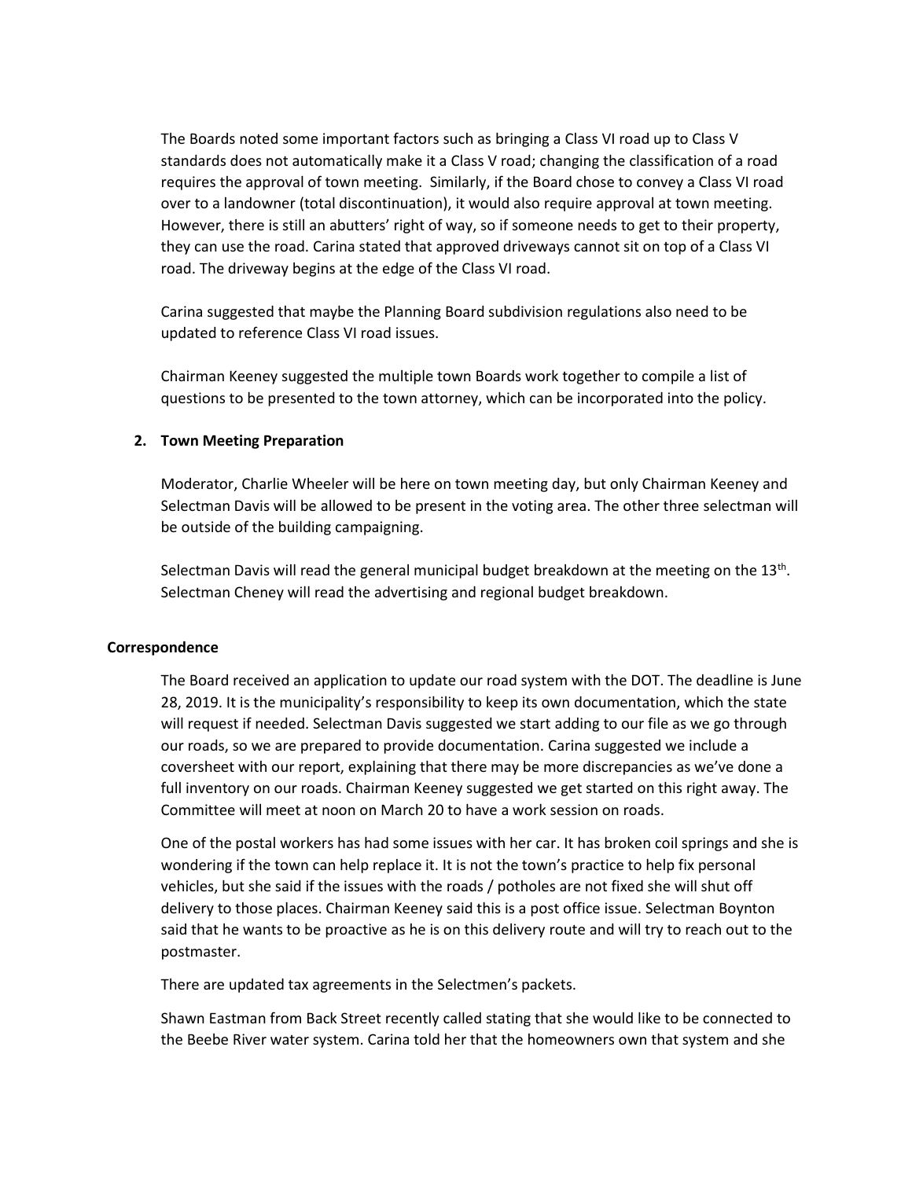The Boards noted some important factors such as bringing a Class VI road up to Class V standards does not automatically make it a Class V road; changing the classification of a road requires the approval of town meeting. Similarly, if the Board chose to convey a Class VI road over to a landowner (total discontinuation), it would also require approval at town meeting. However, there is still an abutters' right of way, so if someone needs to get to their property, they can use the road. Carina stated that approved driveways cannot sit on top of a Class VI road. The driveway begins at the edge of the Class VI road.

Carina suggested that maybe the Planning Board subdivision regulations also need to be updated to reference Class VI road issues.

Chairman Keeney suggested the multiple town Boards work together to compile a list of questions to be presented to the town attorney, which can be incorporated into the policy.

**2. Town Meeting Preparation**

Moderator, Charlie Wheeler will be here on town meeting day, but only Chairman Keeney and Selectman Davis will be allowed to be present in the voting area. The other three selectman will be outside of the building campaigning.

Selectman Davis will read the general municipal budget breakdown at the meeting on the 13th. Selectman Cheney will read the advertising and regional budget breakdown.

**Correspondence**

The Board received an application to update our road system with the DOT. The deadline is June 28, 2019. It is the municipality's responsibility to keep its own documentation, which the state will request if needed. Selectman Davis suggested we start adding to our file as we go through our roads, so we are prepared to provide documentation. Carina suggested we include a coversheet with our report, explaining that there may be more discrepancies as we've done a full inventory on our roads. Chairman Keeney suggested we get started on this right away. The Committee will meet at noon on March 20 to have a work session on roads.

One of the postal workers has had some issues with her car. It has broken coil springs and she is wondering if the town can help replace it. It is not the town's practice to help fix personal vehicles, but she said if the issues with the roads / potholes are not fixed she will shut off delivery to those places. Chairman Keeney said this is a post office issue. Selectman Boynton said that he wants to be proactive as he is on this delivery route and will try to reach out to the postmaster.

There are updated tax agreements in the Selectmen's packets.

Shawn Eastman from Back Street recently called stating that she would like to be connected to the Beebe River water system. Carina told her that the homeowners own that system and she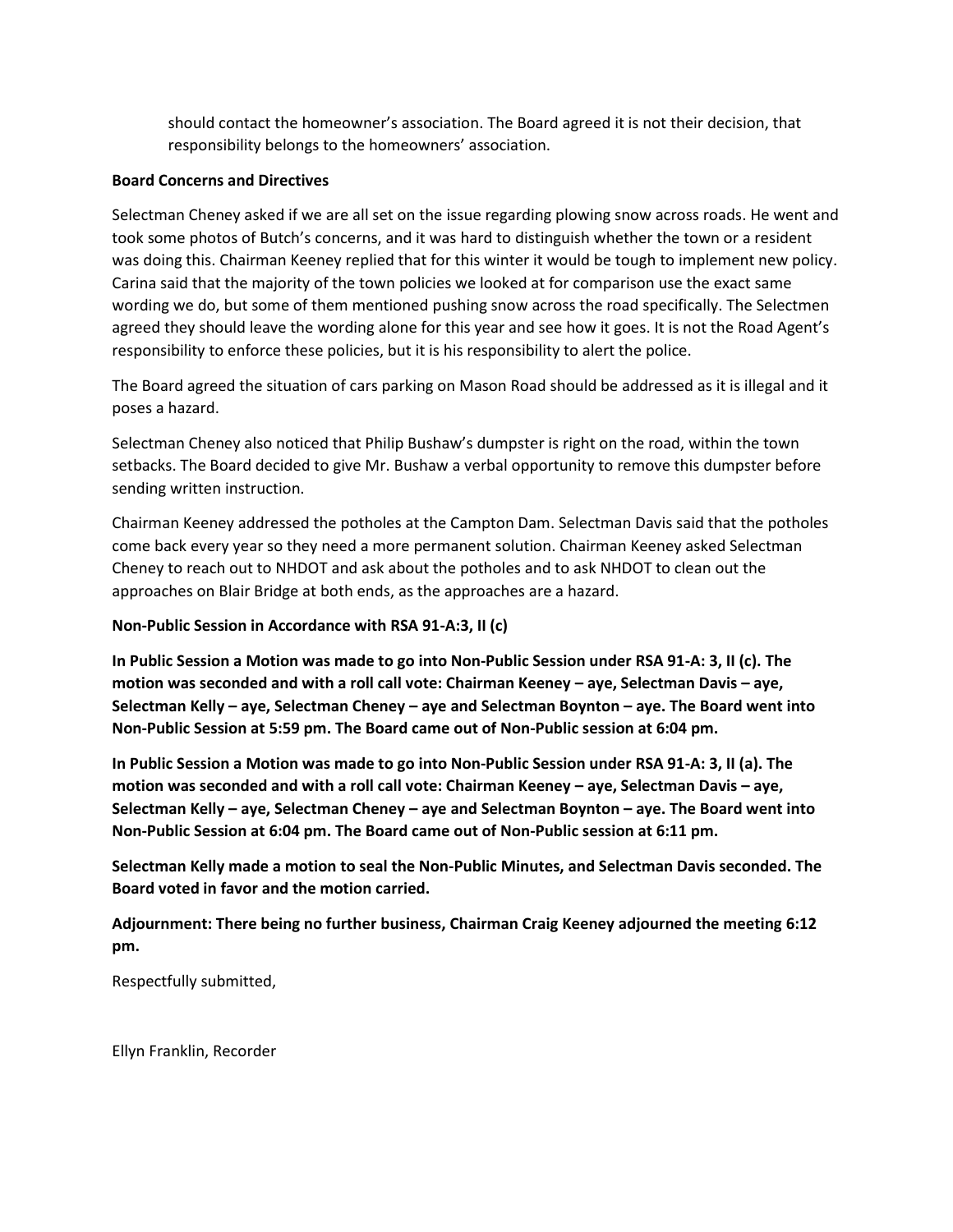should contact the homeowner's association. The Board agreed it is not their decision, that responsibility belongs to the homeowners' association.

**Board Concerns and Directives**

Selectman Cheney asked if we are all set on the issue regarding plowing snow across roads. He went and took some photos of Butch's concerns, and it was hard to distinguish whether the town or a resident was doing this. Chairman Keeney replied that for this winter it would be tough to implement new policy. Carina said that the majority of the town policies we looked at for comparison use the exact same wording we do, but some of them mentioned pushing snow across the road specifically. The Selectmen agreed they should leave the wording alone for this year and see how it goes. It is not the Road Agent's responsibility to enforce these policies, but it is his responsibility to alert the police.

The Board agreed the situation of cars parking on Mason Road should be addressed as it is illegal and it poses a hazard.

Selectman Cheney also noticed that Philip Bushaw's dumpster is right on the road, within the town setbacks. The Board decided to give Mr. Bushaw a verbal opportunity to remove this dumpster before sending written instruction.

Chairman Keeney addressed the potholes at the Campton Dam. Selectman Davis said that the potholes come back every year so they need a more permanent solution. Chairman Keeney asked Selectman Cheney to reach out to NHDOT and ask about the potholes and to ask NHDOT to clean out the approaches on Blair Bridge at both ends, as the approaches are a hazard.

**Non-Public Session in Accordance with RSA 91-A:3, II (c)**

**In Public Session a Motion was made to go into Non-Public Session under RSA 91-A: 3, II (c). The motion was seconded and with a roll call vote: Chairman Keeney – aye, Selectman Davis – aye, Selectman Kelly – aye, Selectman Cheney – aye and Selectman Boynton – aye. The Board went into Non-Public Session at 5:59 pm. The Board came out of Non-Public session at 6:04 pm.**

**In Public Session a Motion was made to go into Non-Public Session under RSA 91-A: 3, II (a). The motion was seconded and with a roll call vote: Chairman Keeney – aye, Selectman Davis – aye, Selectman Kelly – aye, Selectman Cheney – aye and Selectman Boynton – aye. The Board went into Non-Public Session at 6:04 pm. The Board came out of Non-Public session at 6:11 pm.**

**Selectman Kelly made a motion to seal the Non-Public Minutes, and Selectman Davis seconded. The Board voted in favor and the motion carried.**

**Adjournment: There being no further business, Chairman Craig Keeney adjourned the meeting 6:12 pm.**

Respectfully submitted,

Ellyn Franklin, Recorder